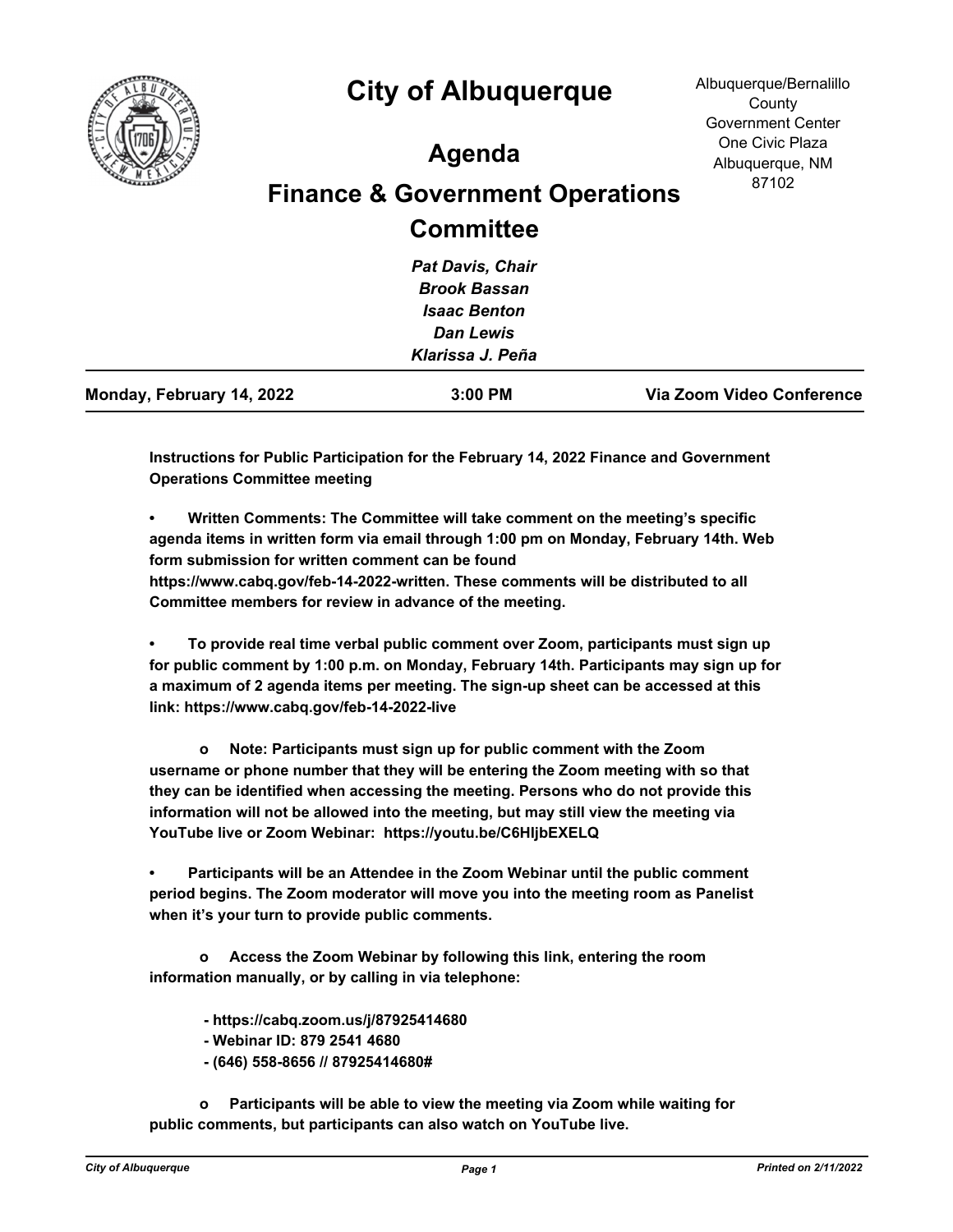# City of Albuquerque

Albuquerque/Bernalillo County Government Center
One Civic Plaza
Albuquerque, NM 87102

## Agenda

## Finance & Government Operations Committee

*Pat Davis, Chair*
*Brook Bassan*
*Isaac Benton*
*Dan Lewis*
*Klarissa J. Peña*

**Monday, February 14, 2022** | **3:00 PM** | **Via Zoom Video Conference**

---

**Instructions for Public Participation for the February 14, 2022 Finance and Government Operations Committee meeting**

**• Written Comments: The Committee will take comment on the meeting's specific agenda items in written form via email through 1:00 pm on Monday, February 14th. Web form submission for written comment can be found https://www.cabq.gov/feb-14-2022-written. These comments will be distributed to all Committee members for review in advance of the meeting.**

**• To provide real time verbal public comment over Zoom, participants must sign up for public comment by 1:00 p.m. on Monday, February 14th. Participants may sign up for a maximum of 2 agenda items per meeting. The sign-up sheet can be accessed at this link: https://www.cabq.gov/feb-14-2022-live**

**o Note: Participants must sign up for public comment with the Zoom username or phone number that they will be entering the Zoom meeting with so that they can be identified when accessing the meeting. Persons who do not provide this information will not be allowed into the meeting, but may still view the meeting via YouTube live or Zoom Webinar: https://youtu.be/C6HljbEXELQ**

**• Participants will be an Attendee in the Zoom Webinar until the public comment period begins. The Zoom moderator will move you into the meeting room as Panelist when it's your turn to provide public comments.**

**o Access the Zoom Webinar by following this link, entering the room information manually, or by calling in via telephone:**

**- https://cabq.zoom.us/j/87925414680**
**- Webinar ID: 879 2541 4680**
**- (646) 558-8656 // 87925414680#**

**o Participants will be able to view the meeting via Zoom while waiting for public comments, but participants can also watch on YouTube live.**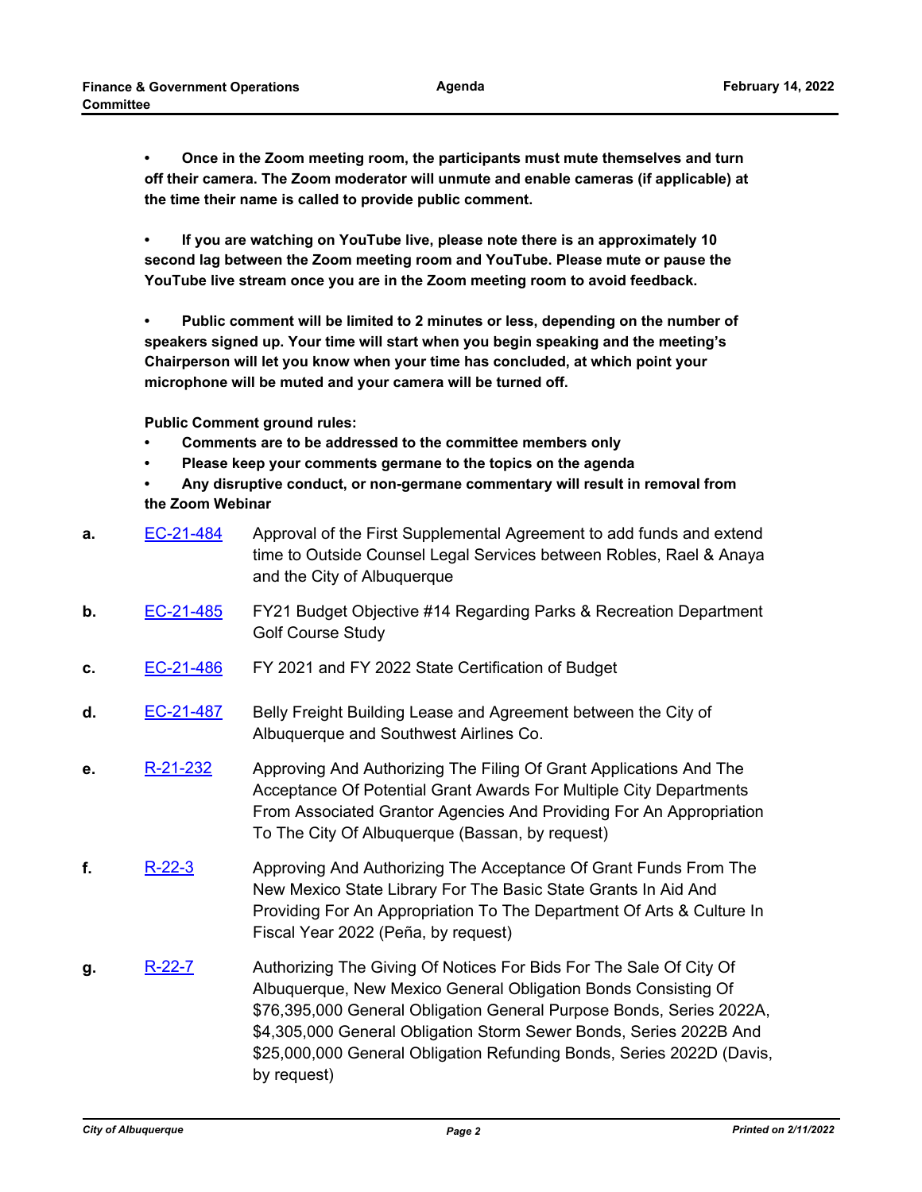**• Once in the Zoom meeting room, the participants must mute themselves and turn off their camera. The Zoom moderator will unmute and enable cameras (if applicable) at the time their name is called to provide public comment.**

**• If you are watching on YouTube live, please note there is an approximately 10 second lag between the Zoom meeting room and YouTube. Please mute or pause the YouTube live stream once you are in the Zoom meeting room to avoid feedback.**

**• Public comment will be limited to 2 minutes or less, depending on the number of speakers signed up. Your time will start when you begin speaking and the meeting's Chairperson will let you know when your time has concluded, at which point your microphone will be muted and your camera will be turned off.**

**Public Comment ground rules:**

- **Comments are to be addressed to the committee members only**
- **Please keep your comments germane to the topics on the agenda**
- **Any disruptive conduct, or non-germane commentary will result in removal from the Zoom Webinar**

**a.** EC-21-484 — Approval of the First Supplemental Agreement to add funds and extend time to Outside Counsel Legal Services between Robles, Rael & Anaya and the City of Albuquerque

**b.** EC-21-485 — FY21 Budget Objective #14 Regarding Parks & Recreation Department Golf Course Study

**c.** EC-21-486 — FY 2021 and FY 2022 State Certification of Budget

**d.** EC-21-487 — Belly Freight Building Lease and Agreement between the City of Albuquerque and Southwest Airlines Co.

**e.** R-21-232 — Approving And Authorizing The Filing Of Grant Applications And The Acceptance Of Potential Grant Awards For Multiple City Departments From Associated Grantor Agencies And Providing For An Appropriation To The City Of Albuquerque (Bassan, by request)

**f.** R-22-3 — Approving And Authorizing The Acceptance Of Grant Funds From The New Mexico State Library For The Basic State Grants In Aid And Providing For An Appropriation To The Department Of Arts & Culture In Fiscal Year 2022 (Peña, by request)

**g.** R-22-7 — Authorizing The Giving Of Notices For Bids For The Sale Of City Of Albuquerque, New Mexico General Obligation Bonds Consisting Of $76,395,000 General Obligation General Purpose Bonds, Series 2022A, $4,305,000 General Obligation Storm Sewer Bonds, Series 2022B And $25,000,000 General Obligation Refunding Bonds, Series 2022D (Davis, by request)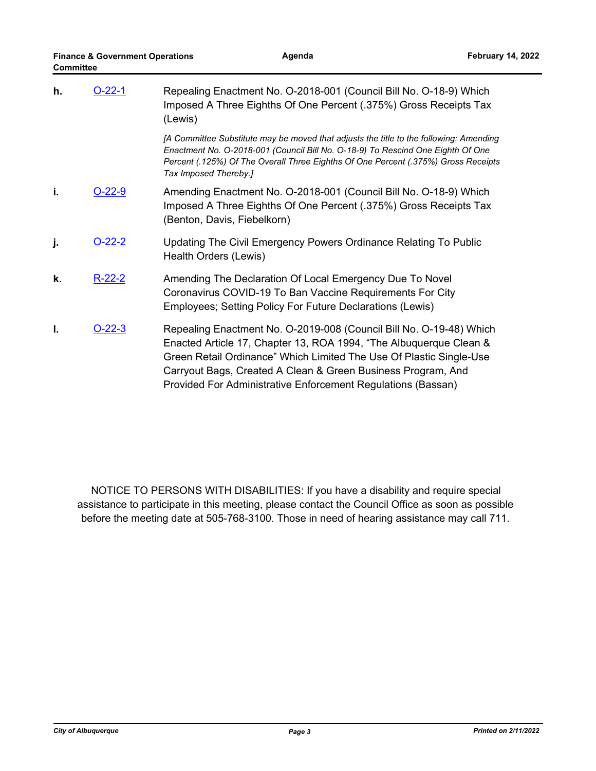**h.** O-22-1 Repealing Enactment No. O-2018-001 (Council Bill No. O-18-9) Which Imposed A Three Eighths Of One Percent (.375%) Gross Receipts Tax (Lewis)

*[A Committee Substitute may be moved that adjusts the title to the following: Amending Enactment No. O-2018-001 (Council Bill No. O-18-9) To Rescind One Eighth Of One Percent (.125%) Of The Overall Three Eighths Of One Percent (.375%) Gross Receipts Tax Imposed Thereby.]*

**i.** O-22-9 Amending Enactment No. O-2018-001 (Council Bill No. O-18-9) Which Imposed A Three Eighths Of One Percent (.375%) Gross Receipts Tax (Benton, Davis, Fiebelkorn)

**j.** O-22-2 Updating The Civil Emergency Powers Ordinance Relating To Public Health Orders (Lewis)

**k.** R-22-2 Amending The Declaration Of Local Emergency Due To Novel Coronavirus COVID-19 To Ban Vaccine Requirements For City Employees; Setting Policy For Future Declarations (Lewis)

**l.** O-22-3 Repealing Enactment No. O-2019-008 (Council Bill No. O-19-48) Which Enacted Article 17, Chapter 13, ROA 1994, "The Albuquerque Clean & Green Retail Ordinance" Which Limited The Use Of Plastic Single-Use Carryout Bags, Created A Clean & Green Business Program, And Provided For Administrative Enforcement Regulations (Bassan)

NOTICE TO PERSONS WITH DISABILITIES: If you have a disability and require special assistance to participate in this meeting, please contact the Council Office as soon as possible before the meeting date at 505-768-3100. Those in need of hearing assistance may call 711.